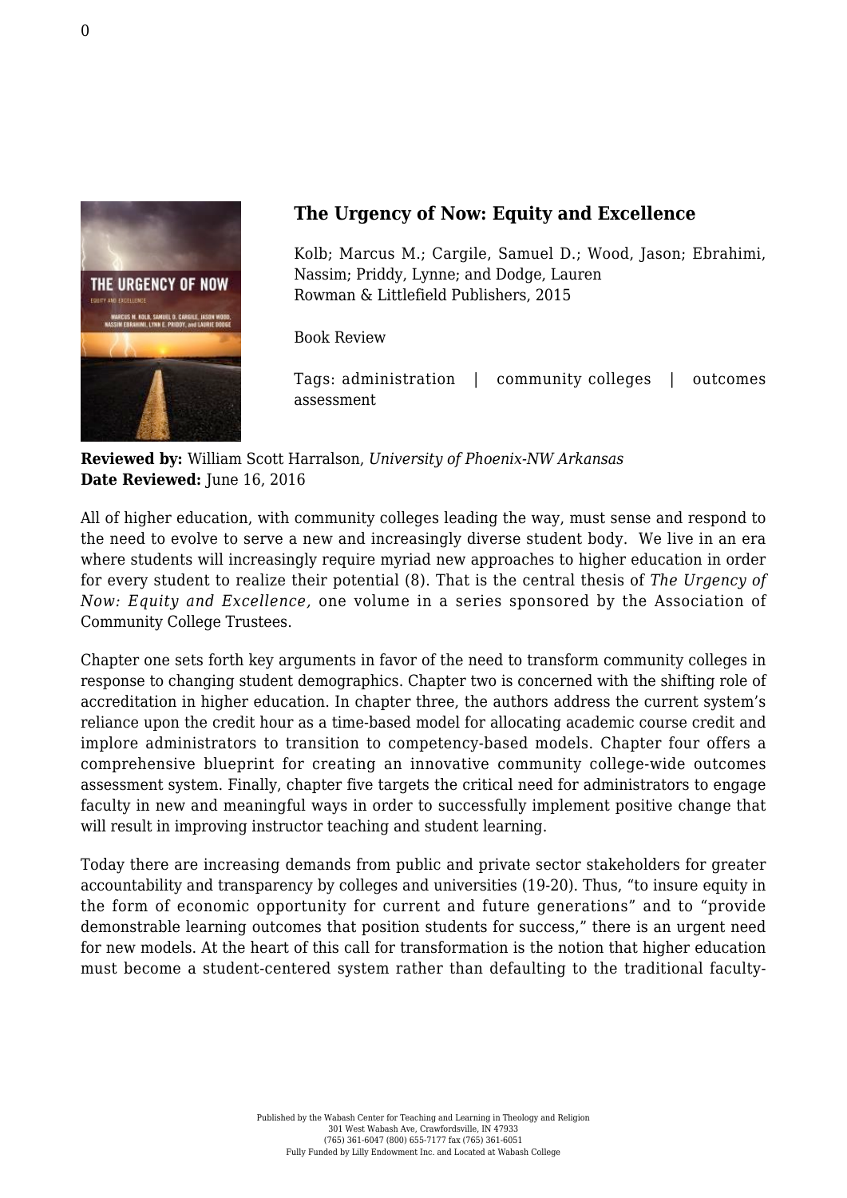## The Urgency of Now: Equity and Excellence

Kolb; Marcus M.; Cargile, Samuel D.; Wood, Jason; Ebrahimi, Nassim; Priddy, Lynne; and Dodge, Lauren
Rowman & Littlefield Publishers, 2015

Book Review

Tags: administration | community colleges | outcomes assessment

**Reviewed by:** William Scott Harralson, *University of Phoenix-NW Arkansas*
**Date Reviewed:** June 16, 2016

All of higher education, with community colleges leading the way, must sense and respond to the need to evolve to serve a new and increasingly diverse student body. We live in an era where students will increasingly require myriad new approaches to higher education in order for every student to realize their potential (8). That is the central thesis of *The Urgency of Now: Equity and Excellence,* one volume in a series sponsored by the Association of Community College Trustees.

Chapter one sets forth key arguments in favor of the need to transform community colleges in response to changing student demographics. Chapter two is concerned with the shifting role of accreditation in higher education. In chapter three, the authors address the current system's reliance upon the credit hour as a time-based model for allocating academic course credit and implore administrators to transition to competency-based models. Chapter four offers a comprehensive blueprint for creating an innovative community college-wide outcomes assessment system. Finally, chapter five targets the critical need for administrators to engage faculty in new and meaningful ways in order to successfully implement positive change that will result in improving instructor teaching and student learning.

Today there are increasing demands from public and private sector stakeholders for greater accountability and transparency by colleges and universities (19-20). Thus, "to insure equity in the form of economic opportunity for current and future generations" and to "provide demonstrable learning outcomes that position students for success," there is an urgent need for new models. At the heart of this call for transformation is the notion that higher education must become a student-centered system rather than defaulting to the traditional faculty-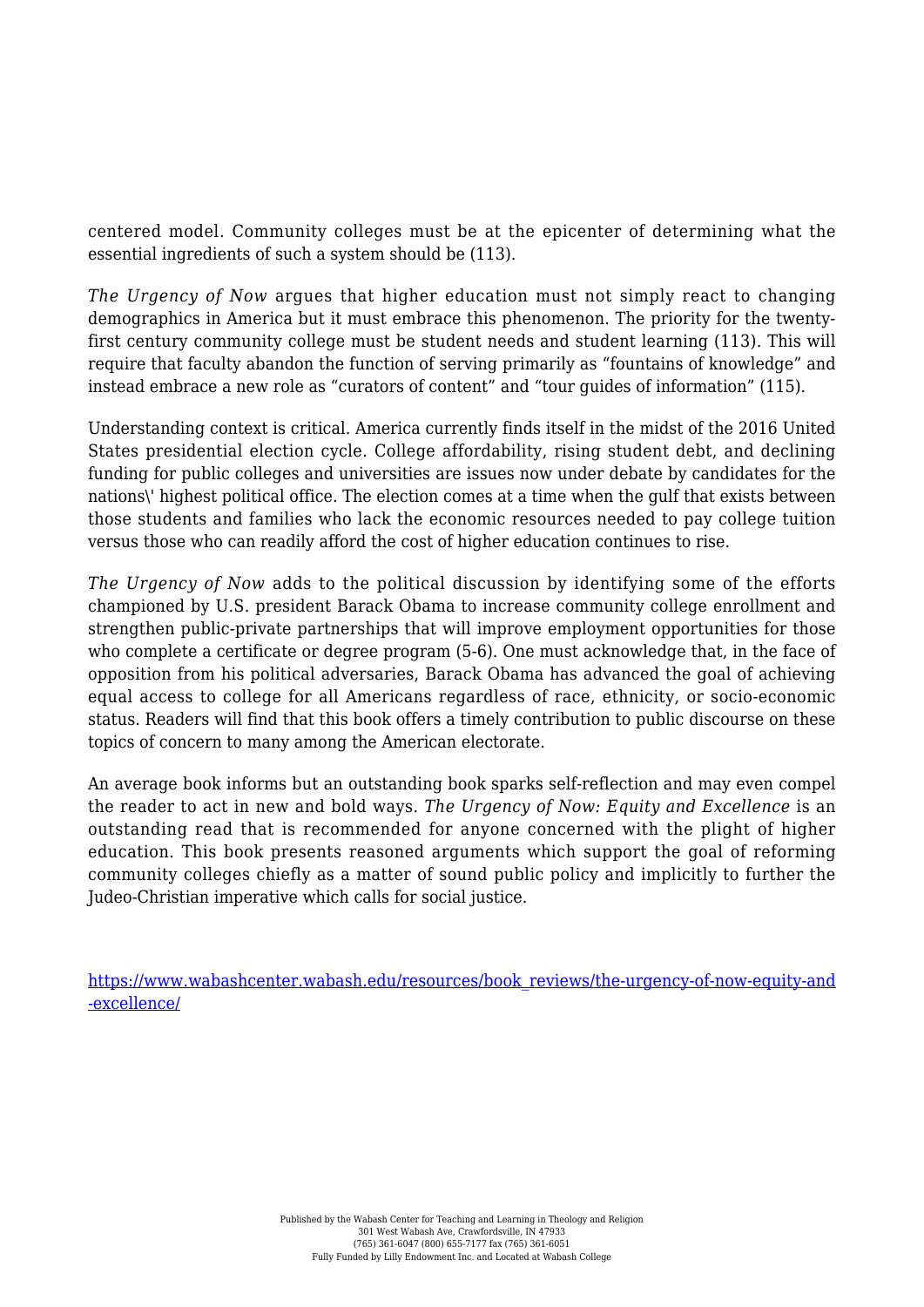centered model. Community colleges must be at the epicenter of determining what the essential ingredients of such a system should be (113).

*The Urgency of Now* argues that higher education must not simply react to changing demographics in America but it must embrace this phenomenon. The priority for the twenty-first century community college must be student needs and student learning (113). This will require that faculty abandon the function of serving primarily as “fountains of knowledge” and instead embrace a new role as “curators of content” and “tour guides of information” (115).

Understanding context is critical. America currently finds itself in the midst of the 2016 United States presidential election cycle. College affordability, rising student debt, and declining funding for public colleges and universities are issues now under debate by candidates for the nations\' highest political office. The election comes at a time when the gulf that exists between those students and families who lack the economic resources needed to pay college tuition versus those who can readily afford the cost of higher education continues to rise.

*The Urgency of Now* adds to the political discussion by identifying some of the efforts championed by U.S. president Barack Obama to increase community college enrollment and strengthen public-private partnerships that will improve employment opportunities for those who complete a certificate or degree program (5-6). One must acknowledge that, in the face of opposition from his political adversaries, Barack Obama has advanced the goal of achieving equal access to college for all Americans regardless of race, ethnicity, or socio-economic status. Readers will find that this book offers a timely contribution to public discourse on these topics of concern to many among the American electorate.

An average book informs but an outstanding book sparks self-reflection and may even compel the reader to act in new and bold ways. *The Urgency of Now: Equity and Excellence* is an outstanding read that is recommended for anyone concerned with the plight of higher education. This book presents reasoned arguments which support the goal of reforming community colleges chiefly as a matter of sound public policy and implicitly to further the Judeo-Christian imperative which calls for social justice.

https://www.wabashcenter.wabash.edu/resources/book_reviews/the-urgency-of-now-equity-and-excellence/

Published by the Wabash Center for Teaching and Learning in Theology and Religion
301 West Wabash Ave, Crawfordsville, IN 47933
(765) 361-6047 (800) 655-7177 fax (765) 361-6051
Fully Funded by Lilly Endowment Inc. and Located at Wabash College